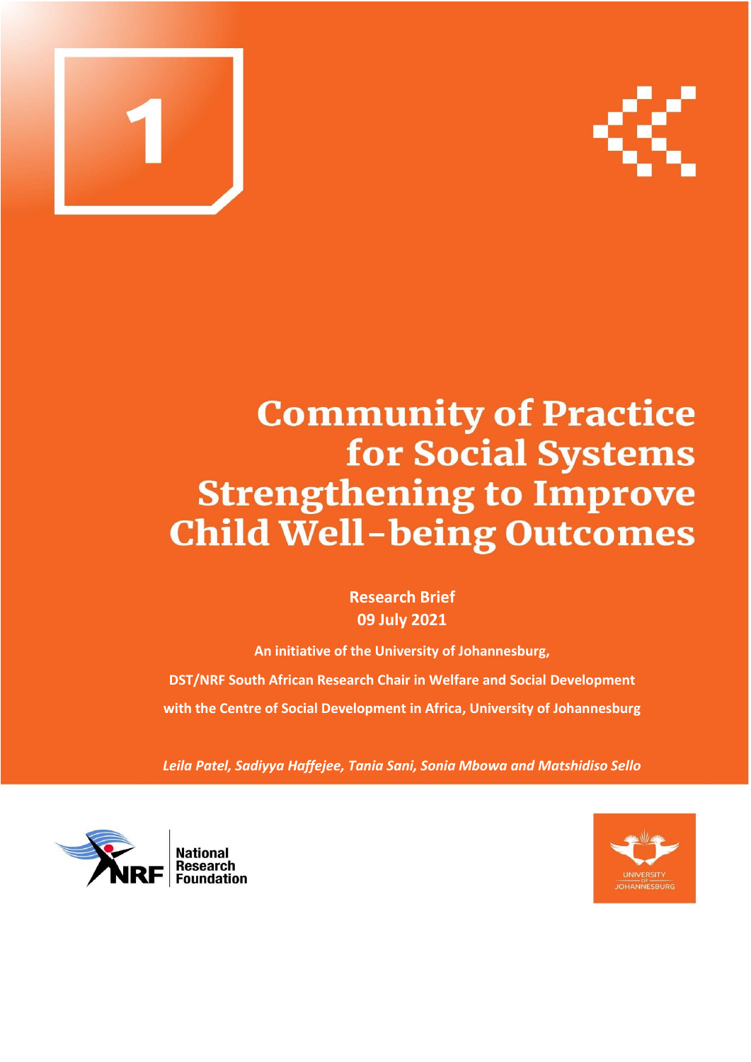1

# Community of Practice for Social Systems Strengthening to Improve Child Well-being Outcomes

**Research Brief**
**09 July 2021**

**An initiative of the University of Johannesburg,**

**DST/NRF South African Research Chair in Welfare and Social Development**

**with the Centre of Social Development in Africa, University of Johannesburg**

***Leila Patel, Sadiyya Haffejee, Tania Sani, Sonia Mbowa and Matshidiso Sello***

National Research Foundation

University of Johannesburg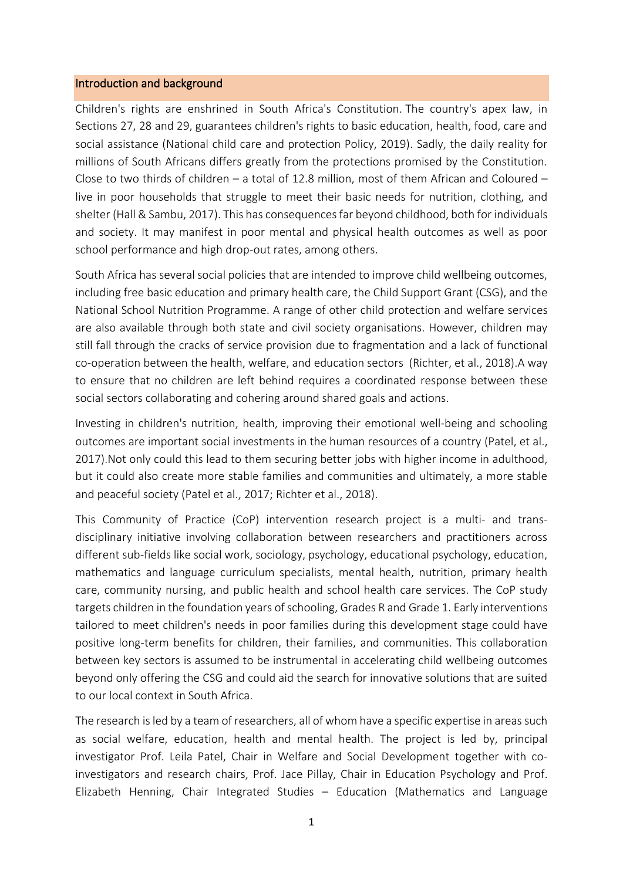## Introduction and background

Children's rights are enshrined in South Africa's Constitution. The country's apex law, in Sections 27, 28 and 29, guarantees children's rights to basic education, health, food, care and social assistance (National child care and protection Policy, 2019). Sadly, the daily reality for millions of South Africans differs greatly from the protections promised by the Constitution. Close to two thirds of children – a total of 12.8 million, most of them African and Coloured – live in poor households that struggle to meet their basic needs for nutrition, clothing, and shelter (Hall & Sambu, 2017). This has consequences far beyond childhood, both for individuals and society. It may manifest in poor mental and physical health outcomes as well as poor school performance and high drop-out rates, among others.

South Africa has several social policies that are intended to improve child wellbeing outcomes, including free basic education and primary health care, the Child Support Grant (CSG), and the National School Nutrition Programme. A range of other child protection and welfare services are also available through both state and civil society organisations. However, children may still fall through the cracks of service provision due to fragmentation and a lack of functional co-operation between the health, welfare, and education sectors (Richter, et al., 2018).A way to ensure that no children are left behind requires a coordinated response between these social sectors collaborating and cohering around shared goals and actions.

Investing in children's nutrition, health, improving their emotional well-being and schooling outcomes are important social investments in the human resources of a country (Patel, et al., 2017).Not only could this lead to them securing better jobs with higher income in adulthood, but it could also create more stable families and communities and ultimately, a more stable and peaceful society (Patel et al., 2017; Richter et al., 2018).

This Community of Practice (CoP) intervention research project is a multi- and trans-disciplinary initiative involving collaboration between researchers and practitioners across different sub-fields like social work, sociology, psychology, educational psychology, education, mathematics and language curriculum specialists, mental health, nutrition, primary health care, community nursing, and public health and school health care services. The CoP study targets children in the foundation years of schooling, Grades R and Grade 1. Early interventions tailored to meet children's needs in poor families during this development stage could have positive long-term benefits for children, their families, and communities. This collaboration between key sectors is assumed to be instrumental in accelerating child wellbeing outcomes beyond only offering the CSG and could aid the search for innovative solutions that are suited to our local context in South Africa.

The research is led by a team of researchers, all of whom have a specific expertise in areas such as social welfare, education, health and mental health. The project is led by, principal investigator Prof. Leila Patel, Chair in Welfare and Social Development together with co-investigators and research chairs, Prof. Jace Pillay, Chair in Education Psychology and Prof. Elizabeth Henning, Chair Integrated Studies – Education (Mathematics and Language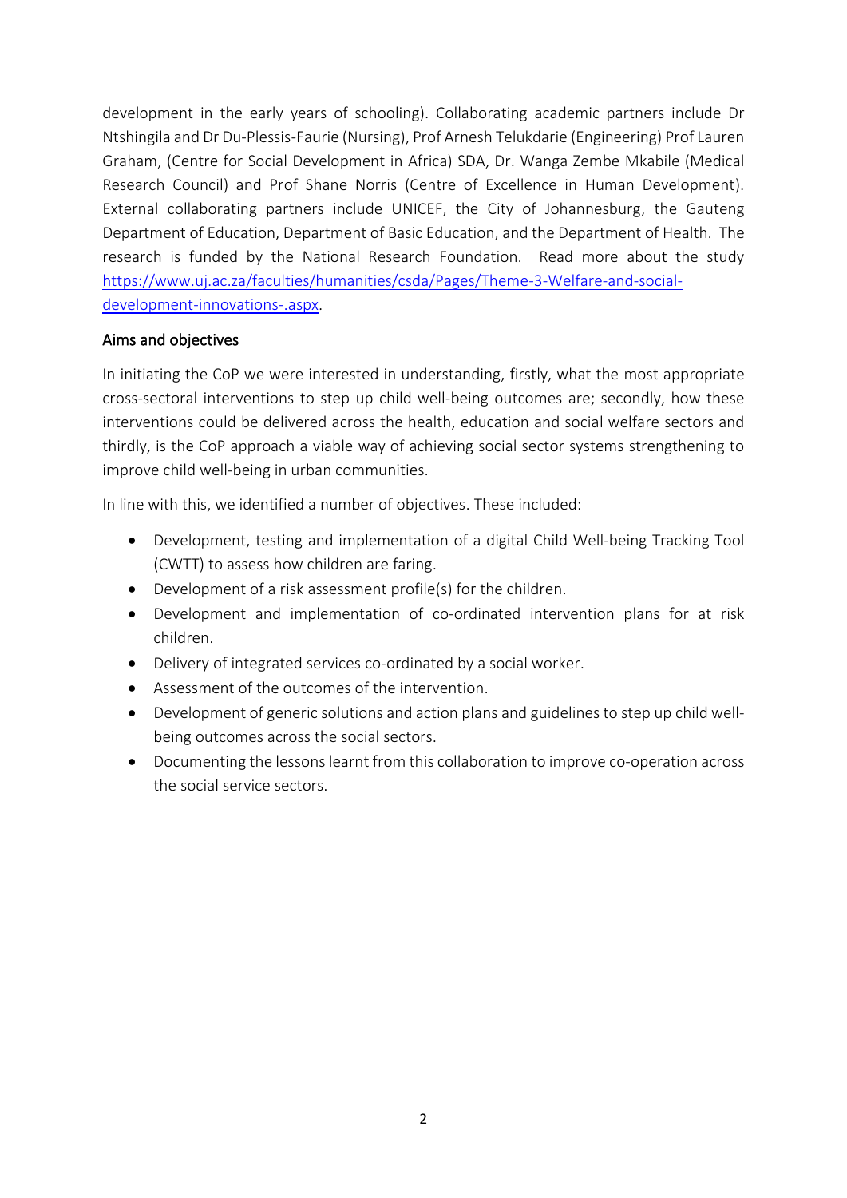development in the early years of schooling). Collaborating academic partners include Dr Ntshingila and Dr Du-Plessis-Faurie (Nursing), Prof Arnesh Telukdarie (Engineering) Prof Lauren Graham, (Centre for Social Development in Africa) SDA, Dr. Wanga Zembe Mkabile (Medical Research Council) and Prof Shane Norris (Centre of Excellence in Human Development). External collaborating partners include UNICEF, the City of Johannesburg, the Gauteng Department of Education, Department of Basic Education, and the Department of Health. The research is funded by the National Research Foundation. Read more about the study [https://www.uj.ac.za/faculties/humanities/csda/Pages/Theme-3-Welfare-and-social-development-innovations-.aspx](https://www.uj.ac.za/faculties/humanities/csda/Pages/Theme-3-Welfare-and-social-development-innovations-.aspx).

## Aims and objectives

In initiating the CoP we were interested in understanding, firstly, what the most appropriate cross-sectoral interventions to step up child well-being outcomes are; secondly, how these interventions could be delivered across the health, education and social welfare sectors and thirdly, is the CoP approach a viable way of achieving social sector systems strengthening to improve child well-being in urban communities.

In line with this, we identified a number of objectives. These included:

- Development, testing and implementation of a digital Child Well-being Tracking Tool (CWTT) to assess how children are faring.
- Development of a risk assessment profile(s) for the children.
- Development and implementation of co-ordinated intervention plans for at risk children.
- Delivery of integrated services co-ordinated by a social worker.
- Assessment of the outcomes of the intervention.
- Development of generic solutions and action plans and guidelines to step up child well-being outcomes across the social sectors.
- Documenting the lessons learnt from this collaboration to improve co-operation across the social service sectors.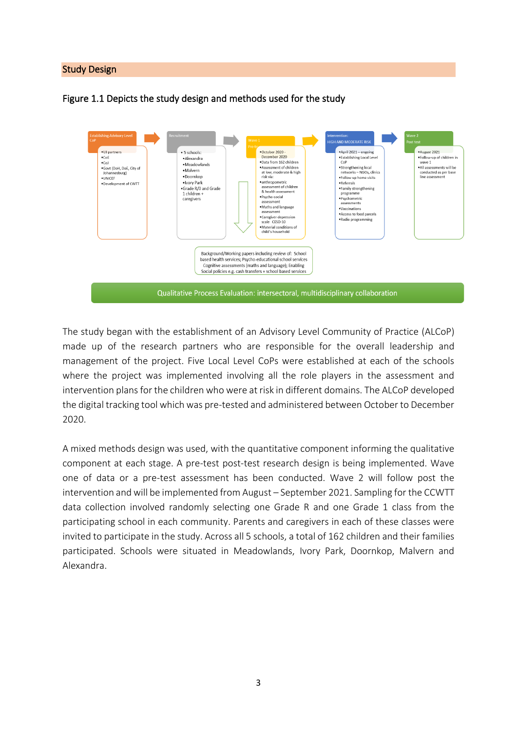## Study Design

Figure 1.1 Depicts the study design and methods used for the study

**Establishing Advisory Level CoP**
- UJ partners
- CoE
- CoJ
- Govt (DoH, DoE, City of Johannesburg)
- UNICEF
- Development of CWTT

**Recruitment**
- 5 schools:
  - Alexandra
  - Meadowlands
  - Malvern
  - Doornkop
  - Ivory Park
- Grade R/0 and Grade 1 children + caregivers

**Wave 1 Pre-test**
- October 2020 - December 2020
- Data from 162 children
- Assessment of children at low, moderate & high risk via:
- anthropometric assessment of children & health assessment
- Psycho-social assessment
- Maths and language assessment
- Caregiver depression scale CESD-10
- Material conditions of child's household

**Intervention: HIGH AND MODERATE RISK**
- April 2021 – ongoing
- Establishing Local Level CoP
- Strengthening local networks – NGOs, clinics
- Follow up home visits
- Referrals
- Family strengthening programme
- Psychometric assessments
- Vaccinations
- Access to food parcels
- Radio programming

**Wave 2 Post test**
- August 2021
- Follow-up of children in wave 1
- All assessments will be conducted as per base line assessment

Background/Working papers including review of: School based health services; Psycho-educational school services Cognitive assessments (maths and language); Enabling Social policies e.g. cash transfers + school based services

Qualitative Process Evaluation: intersectoral, multidisciplinary collaboration

The study began with the establishment of an Advisory Level Community of Practice (ALCoP) made up of the research partners who are responsible for the overall leadership and management of the project. Five Local Level CoPs were established at each of the schools where the project was implemented involving all the role players in the assessment and intervention plans for the children who were at risk in different domains. The ALCoP developed the digital tracking tool which was pre-tested and administered between October to December 2020.

A mixed methods design was used, with the quantitative component informing the qualitative component at each stage. A pre-test post-test research design is being implemented. Wave one of data or a pre-test assessment has been conducted. Wave 2 will follow post the intervention and will be implemented from August – September 2021. Sampling for the CCWTT data collection involved randomly selecting one Grade R and one Grade 1 class from the participating school in each community. Parents and caregivers in each of these classes were invited to participate in the study. Across all 5 schools, a total of 162 children and their families participated. Schools were situated in Meadowlands, Ivory Park, Doornkop, Malvern and Alexandra.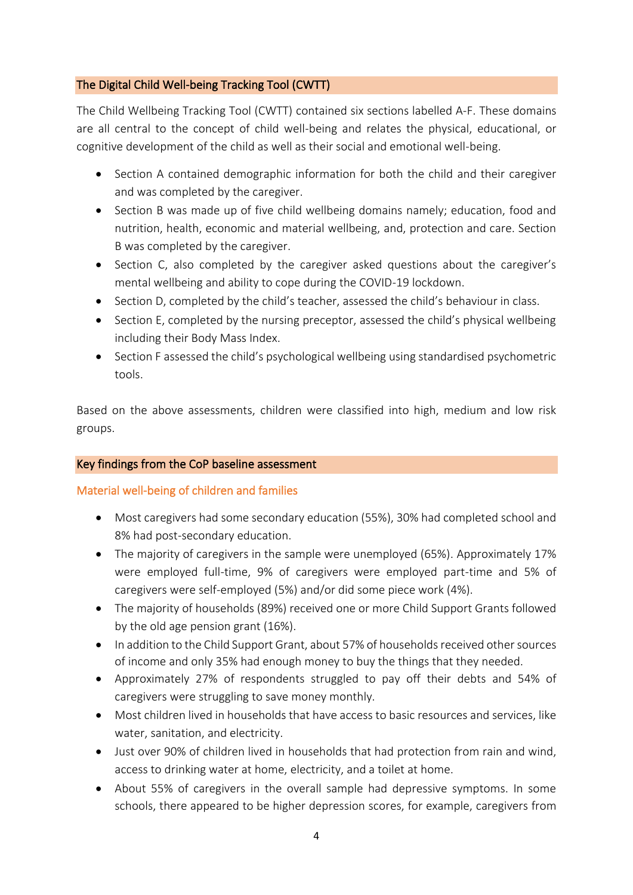## The Digital Child Well-being Tracking Tool (CWTT)

The Child Wellbeing Tracking Tool (CWTT) contained six sections labelled A-F. These domains are all central to the concept of child well-being and relates the physical, educational, or cognitive development of the child as well as their social and emotional well-being.

- Section A contained demographic information for both the child and their caregiver and was completed by the caregiver.
- Section B was made up of five child wellbeing domains namely; education, food and nutrition, health, economic and material wellbeing, and, protection and care. Section B was completed by the caregiver.
- Section C, also completed by the caregiver asked questions about the caregiver's mental wellbeing and ability to cope during the COVID-19 lockdown.
- Section D, completed by the child's teacher, assessed the child's behaviour in class.
- Section E, completed by the nursing preceptor, assessed the child's physical wellbeing including their Body Mass Index.
- Section F assessed the child's psychological wellbeing using standardised psychometric tools.

Based on the above assessments, children were classified into high, medium and low risk groups.

## Key findings from the CoP baseline assessment

### Material well-being of children and families

- Most caregivers had some secondary education (55%), 30% had completed school and 8% had post-secondary education.
- The majority of caregivers in the sample were unemployed (65%). Approximately 17% were employed full-time, 9% of caregivers were employed part-time and 5% of caregivers were self-employed (5%) and/or did some piece work (4%).
- The majority of households (89%) received one or more Child Support Grants followed by the old age pension grant (16%).
- In addition to the Child Support Grant, about 57% of households received other sources of income and only 35% had enough money to buy the things that they needed.
- Approximately 27% of respondents struggled to pay off their debts and 54% of caregivers were struggling to save money monthly.
- Most children lived in households that have access to basic resources and services, like water, sanitation, and electricity.
- Just over 90% of children lived in households that had protection from rain and wind, access to drinking water at home, electricity, and a toilet at home.
- About 55% of caregivers in the overall sample had depressive symptoms. In some schools, there appeared to be higher depression scores, for example, caregivers from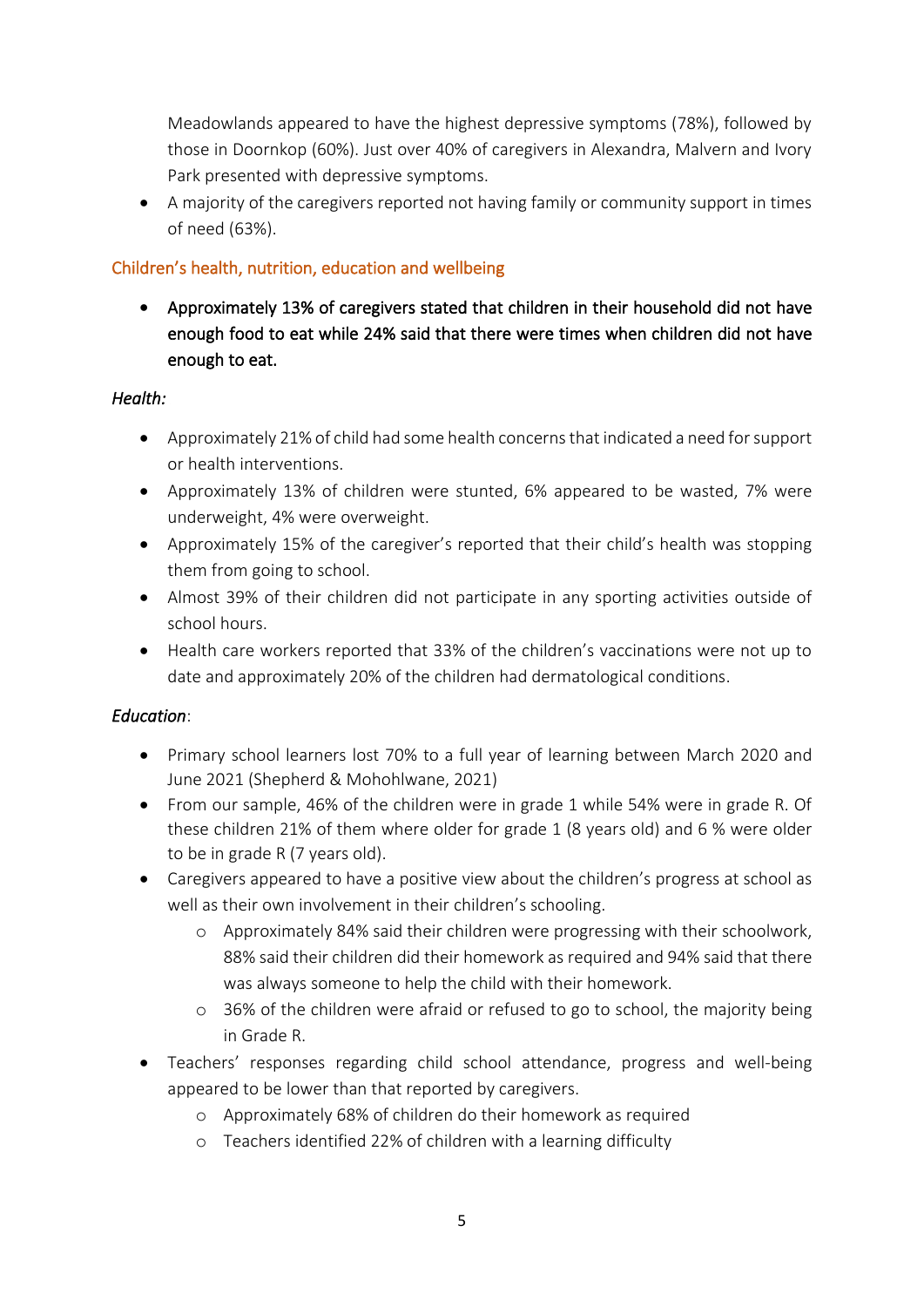Meadowlands appeared to have the highest depressive symptoms (78%), followed by those in Doornkop (60%). Just over 40% of caregivers in Alexandra, Malvern and Ivory Park presented with depressive symptoms.

- A majority of the caregivers reported not having family or community support in times of need (63%).

## Children's health, nutrition, education and wellbeing

- Approximately 13% of caregivers stated that children in their household did not have enough food to eat while 24% said that there were times when children did not have enough to eat.

*Health:*

- Approximately 21% of child had some health concerns that indicated a need for support or health interventions.
- Approximately 13% of children were stunted, 6% appeared to be wasted, 7% were underweight, 4% were overweight.
- Approximately 15% of the caregiver's reported that their child's health was stopping them from going to school.
- Almost 39% of their children did not participate in any sporting activities outside of school hours.
- Health care workers reported that 33% of the children's vaccinations were not up to date and approximately 20% of the children had dermatological conditions.

*Education*:

- Primary school learners lost 70% to a full year of learning between March 2020 and June 2021 (Shepherd & Mohohlwane, 2021)
- From our sample, 46% of the children were in grade 1 while 54% were in grade R. Of these children 21% of them where older for grade 1 (8 years old) and 6 % were older to be in grade R (7 years old).
- Caregivers appeared to have a positive view about the children's progress at school as well as their own involvement in their children's schooling.
    - Approximately 84% said their children were progressing with their schoolwork, 88% said their children did their homework as required and 94% said that there was always someone to help the child with their homework.
    - 36% of the children were afraid or refused to go to school, the majority being in Grade R.
- Teachers' responses regarding child school attendance, progress and well-being appeared to be lower than that reported by caregivers.
    - Approximately 68% of children do their homework as required
    - Teachers identified 22% of children with a learning difficulty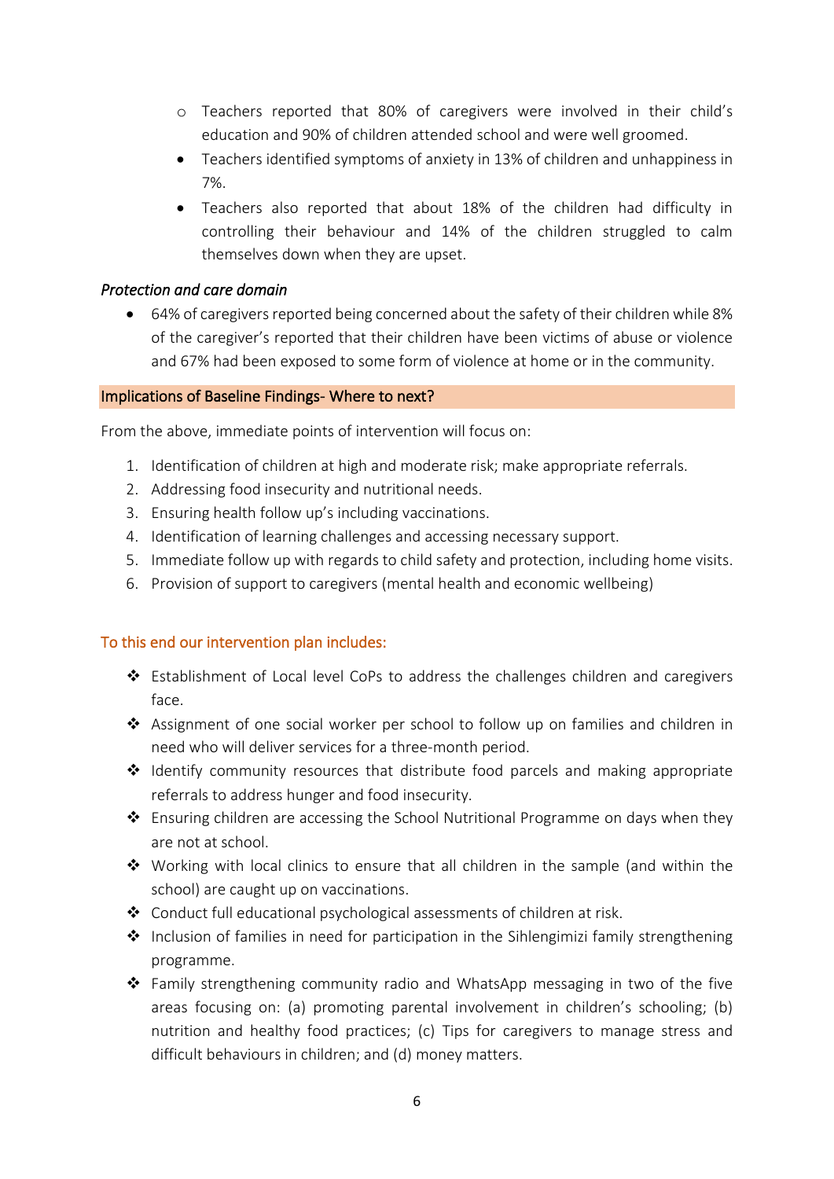- Teachers reported that 80% of caregivers were involved in their child's education and 90% of children attended school and were well groomed.
- Teachers identified symptoms of anxiety in 13% of children and unhappiness in 7%.
- Teachers also reported that about 18% of the children had difficulty in controlling their behaviour and 14% of the children struggled to calm themselves down when they are upset.

*Protection and care domain*

- 64% of caregivers reported being concerned about the safety of their children while 8% of the caregiver's reported that their children have been victims of abuse or violence and 67% had been exposed to some form of violence at home or in the community.

## Implications of Baseline Findings- Where to next?

From the above, immediate points of intervention will focus on:

1. Identification of children at high and moderate risk; make appropriate referrals.
2. Addressing food insecurity and nutritional needs.
3. Ensuring health follow up's including vaccinations.
4. Identification of learning challenges and accessing necessary support.
5. Immediate follow up with regards to child safety and protection, including home visits.
6. Provision of support to caregivers (mental health and economic wellbeing)

### To this end our intervention plan includes:

- Establishment of Local level CoPs to address the challenges children and caregivers face.
- Assignment of one social worker per school to follow up on families and children in need who will deliver services for a three-month period.
- Identify community resources that distribute food parcels and making appropriate referrals to address hunger and food insecurity.
- Ensuring children are accessing the School Nutritional Programme on days when they are not at school.
- Working with local clinics to ensure that all children in the sample (and within the school) are caught up on vaccinations.
- Conduct full educational psychological assessments of children at risk.
- Inclusion of families in need for participation in the Sihlengimizi family strengthening programme.
- Family strengthening community radio and WhatsApp messaging in two of the five areas focusing on: (a) promoting parental involvement in children's schooling; (b) nutrition and healthy food practices; (c) Tips for caregivers to manage stress and difficult behaviours in children; and (d) money matters.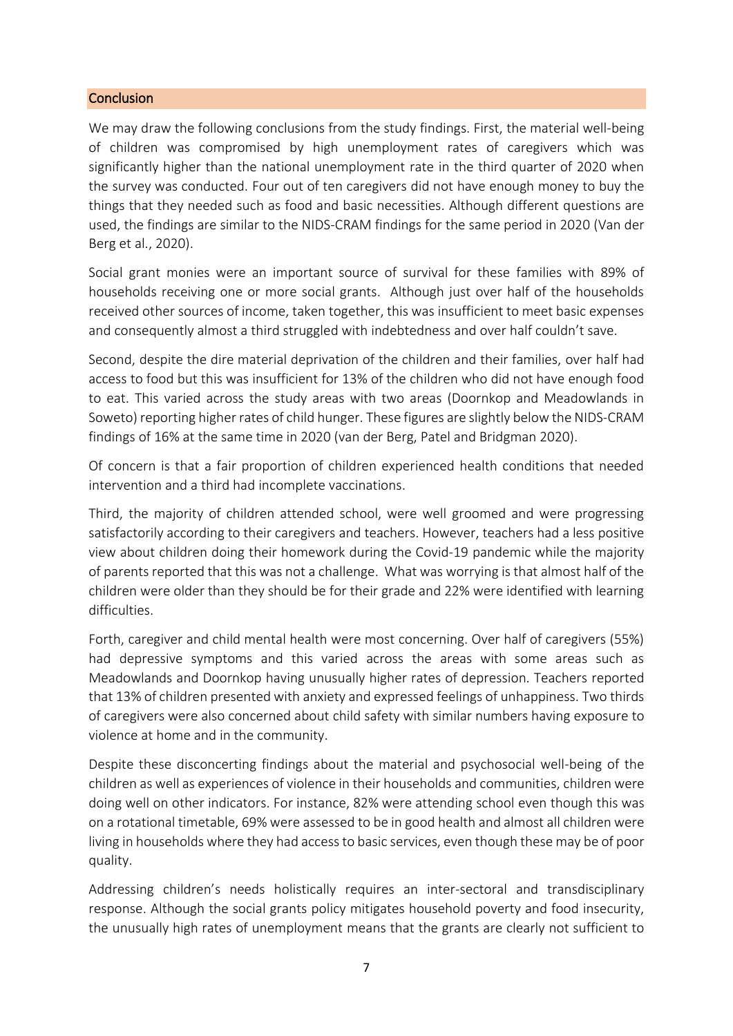## Conclusion

We may draw the following conclusions from the study findings. First, the material well-being of children was compromised by high unemployment rates of caregivers which was significantly higher than the national unemployment rate in the third quarter of 2020 when the survey was conducted. Four out of ten caregivers did not have enough money to buy the things that they needed such as food and basic necessities. Although different questions are used, the findings are similar to the NIDS-CRAM findings for the same period in 2020 (Van der Berg et al., 2020).

Social grant monies were an important source of survival for these families with 89% of households receiving one or more social grants. Although just over half of the households received other sources of income, taken together, this was insufficient to meet basic expenses and consequently almost a third struggled with indebtedness and over half couldn't save.

Second, despite the dire material deprivation of the children and their families, over half had access to food but this was insufficient for 13% of the children who did not have enough food to eat. This varied across the study areas with two areas (Doornkop and Meadowlands in Soweto) reporting higher rates of child hunger. These figures are slightly below the NIDS-CRAM findings of 16% at the same time in 2020 (van der Berg, Patel and Bridgman 2020).

Of concern is that a fair proportion of children experienced health conditions that needed intervention and a third had incomplete vaccinations.

Third, the majority of children attended school, were well groomed and were progressing satisfactorily according to their caregivers and teachers. However, teachers had a less positive view about children doing their homework during the Covid-19 pandemic while the majority of parents reported that this was not a challenge. What was worrying is that almost half of the children were older than they should be for their grade and 22% were identified with learning difficulties.

Forth, caregiver and child mental health were most concerning. Over half of caregivers (55%) had depressive symptoms and this varied across the areas with some areas such as Meadowlands and Doornkop having unusually higher rates of depression. Teachers reported that 13% of children presented with anxiety and expressed feelings of unhappiness. Two thirds of caregivers were also concerned about child safety with similar numbers having exposure to violence at home and in the community.

Despite these disconcerting findings about the material and psychosocial well-being of the children as well as experiences of violence in their households and communities, children were doing well on other indicators. For instance, 82% were attending school even though this was on a rotational timetable, 69% were assessed to be in good health and almost all children were living in households where they had access to basic services, even though these may be of poor quality.

Addressing children's needs holistically requires an inter-sectoral and transdisciplinary response. Although the social grants policy mitigates household poverty and food insecurity, the unusually high rates of unemployment means that the grants are clearly not sufficient to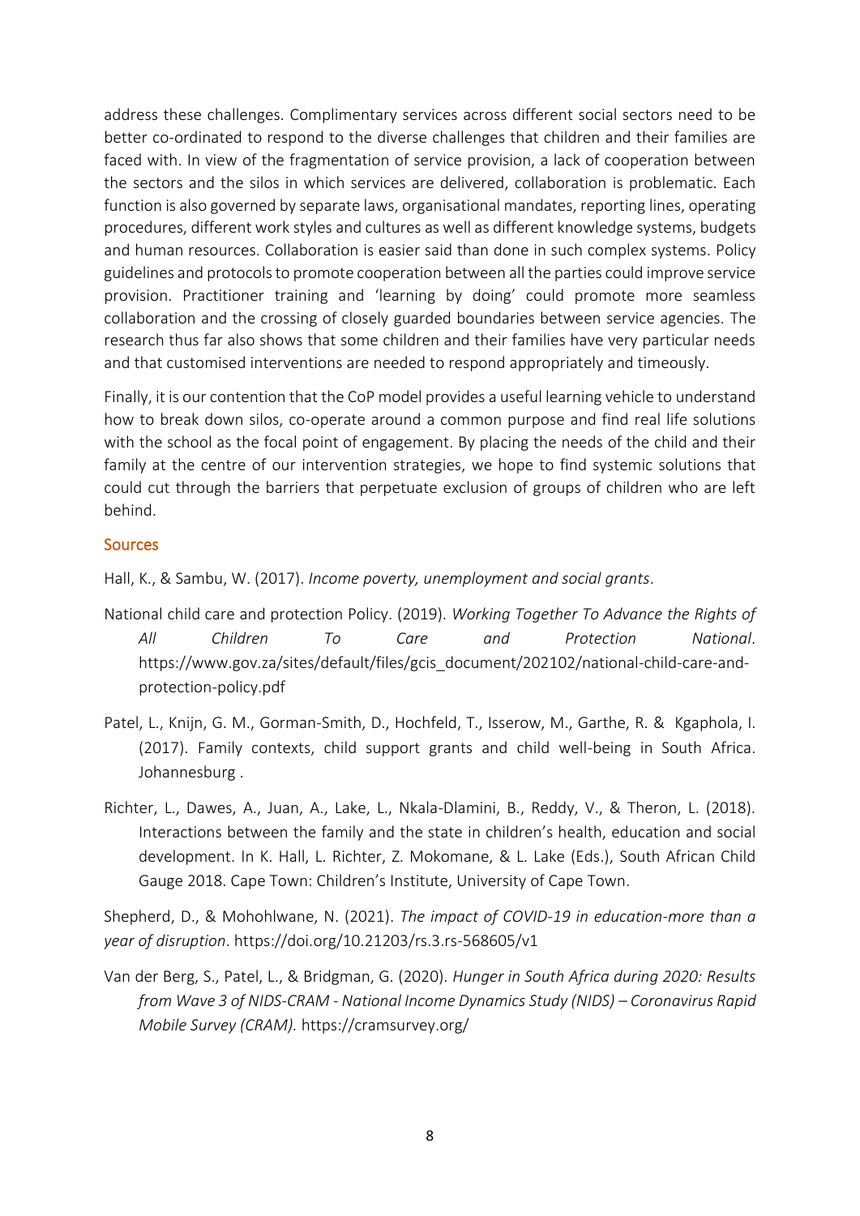address these challenges. Complimentary services across different social sectors need to be better co-ordinated to respond to the diverse challenges that children and their families are faced with. In view of the fragmentation of service provision, a lack of cooperation between the sectors and the silos in which services are delivered, collaboration is problematic. Each function is also governed by separate laws, organisational mandates, reporting lines, operating procedures, different work styles and cultures as well as different knowledge systems, budgets and human resources. Collaboration is easier said than done in such complex systems. Policy guidelines and protocols to promote cooperation between all the parties could improve service provision. Practitioner training and 'learning by doing' could promote more seamless collaboration and the crossing of closely guarded boundaries between service agencies. The research thus far also shows that some children and their families have very particular needs and that customised interventions are needed to respond appropriately and timeously.

Finally, it is our contention that the CoP model provides a useful learning vehicle to understand how to break down silos, co-operate around a common purpose and find real life solutions with the school as the focal point of engagement. By placing the needs of the child and their family at the centre of our intervention strategies, we hope to find systemic solutions that could cut through the barriers that perpetuate exclusion of groups of children who are left behind.

## Sources

Hall, K., & Sambu, W. (2017). *Income poverty, unemployment and social grants*.

National child care and protection Policy. (2019). *Working Together To Advance the Rights of All Children To Care and Protection National*. https://www.gov.za/sites/default/files/gcis_document/202102/national-child-care-and-protection-policy.pdf

Patel, L., Knijn, G. M., Gorman-Smith, D., Hochfeld, T., Isserow, M., Garthe, R. & Kgaphola, I. (2017). Family contexts, child support grants and child well-being in South Africa. Johannesburg .

Richter, L., Dawes, A., Juan, A., Lake, L., Nkala-Dlamini, B., Reddy, V., & Theron, L. (2018). Interactions between the family and the state in children's health, education and social development. In K. Hall, L. Richter, Z. Mokomane, & L. Lake (Eds.), South African Child Gauge 2018. Cape Town: Children's Institute, University of Cape Town.

Shepherd, D., & Mohohlwane, N. (2021). *The impact of COVID-19 in education-more than a year of disruption*. https://doi.org/10.21203/rs.3.rs-568605/v1

Van der Berg, S., Patel, L., & Bridgman, G. (2020). *Hunger in South Africa during 2020: Results from Wave 3 of NIDS-CRAM - National Income Dynamics Study (NIDS) – Coronavirus Rapid Mobile Survey (CRAM).* https://cramsurvey.org/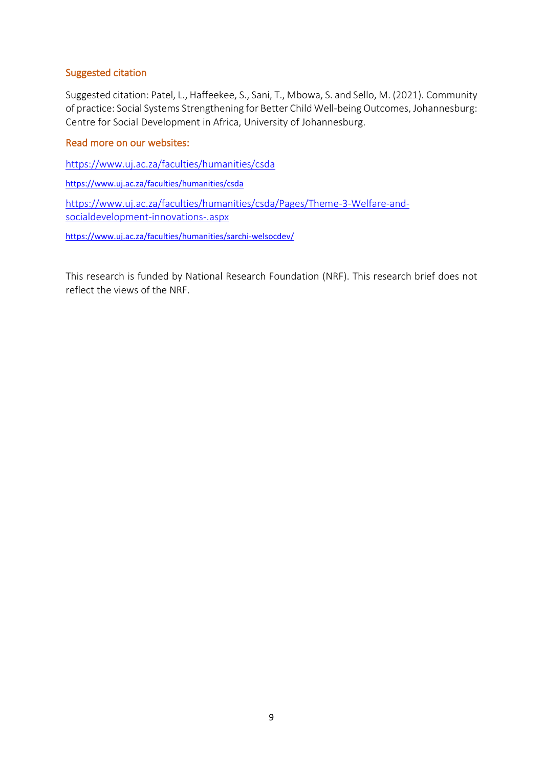### Suggested citation

Suggested citation: Patel, L., Haffeekee, S., Sani, T., Mbowa, S. and Sello, M. (2021). Community of practice: Social Systems Strengthening for Better Child Well-being Outcomes, Johannesburg: Centre for Social Development in Africa, University of Johannesburg.

### Read more on our websites:

https://www.uj.ac.za/faculties/humanities/csda

https://www.uj.ac.za/faculties/humanities/csda

https://www.uj.ac.za/faculties/humanities/csda/Pages/Theme-3-Welfare-and-socialdevelopment-innovations-.aspx

https://www.uj.ac.za/faculties/humanities/sarchi-welsocdev/

This research is funded by National Research Foundation (NRF). This research brief does not reflect the views of the NRF.